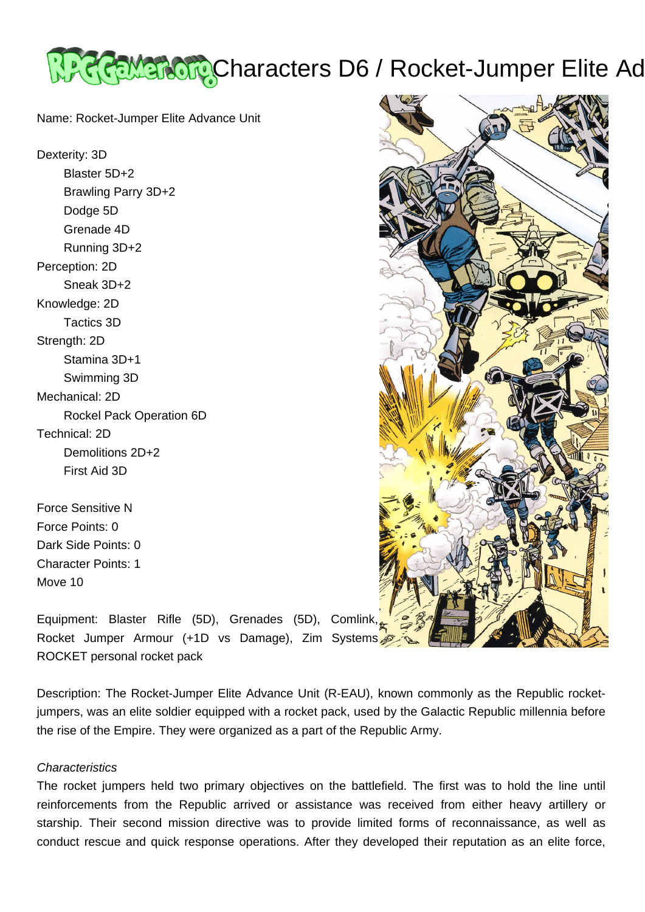# Characters D6 / Rocket-Jumper Elite Ad

Name: Rocket-Jumper Elite Advance Unit

Dexterity: 3D
- Blaster 5D+2
- Brawling Parry 3D+2
- Dodge 5D
- Grenade 4D
- Running 3D+2

Perception: 2D
- Sneak 3D+2

Knowledge: 2D
- Tactics 3D

Strength: 2D
- Stamina 3D+1
- Swimming 3D

Mechanical: 2D
- Rockel Pack Operation 6D

Technical: 2D
- Demolitions 2D+2
- First Aid 3D

Force Sensitive N
Force Points: 0
Dark Side Points: 0
Character Points: 1
Move 10

Equipment: Blaster Rifle (5D), Grenades (5D), Comlink, Rocket Jumper Armour (+1D vs Damage), Zim Systems ROCKET personal rocket pack

Description: The Rocket-Jumper Elite Advance Unit (R-EAU), known commonly as the Republic rocket-jumpers, was an elite soldier equipped with a rocket pack, used by the Galactic Republic millennia before the rise of the Empire. They were organized as a part of the Republic Army.

*Characteristics*

The rocket jumpers held two primary objectives on the battlefield. The first was to hold the line until reinforcements from the Republic arrived or assistance was received from either heavy artillery or starship. Their second mission directive was to provide limited forms of reconnaissance, as well as conduct rescue and quick response operations. After they developed their reputation as an elite force,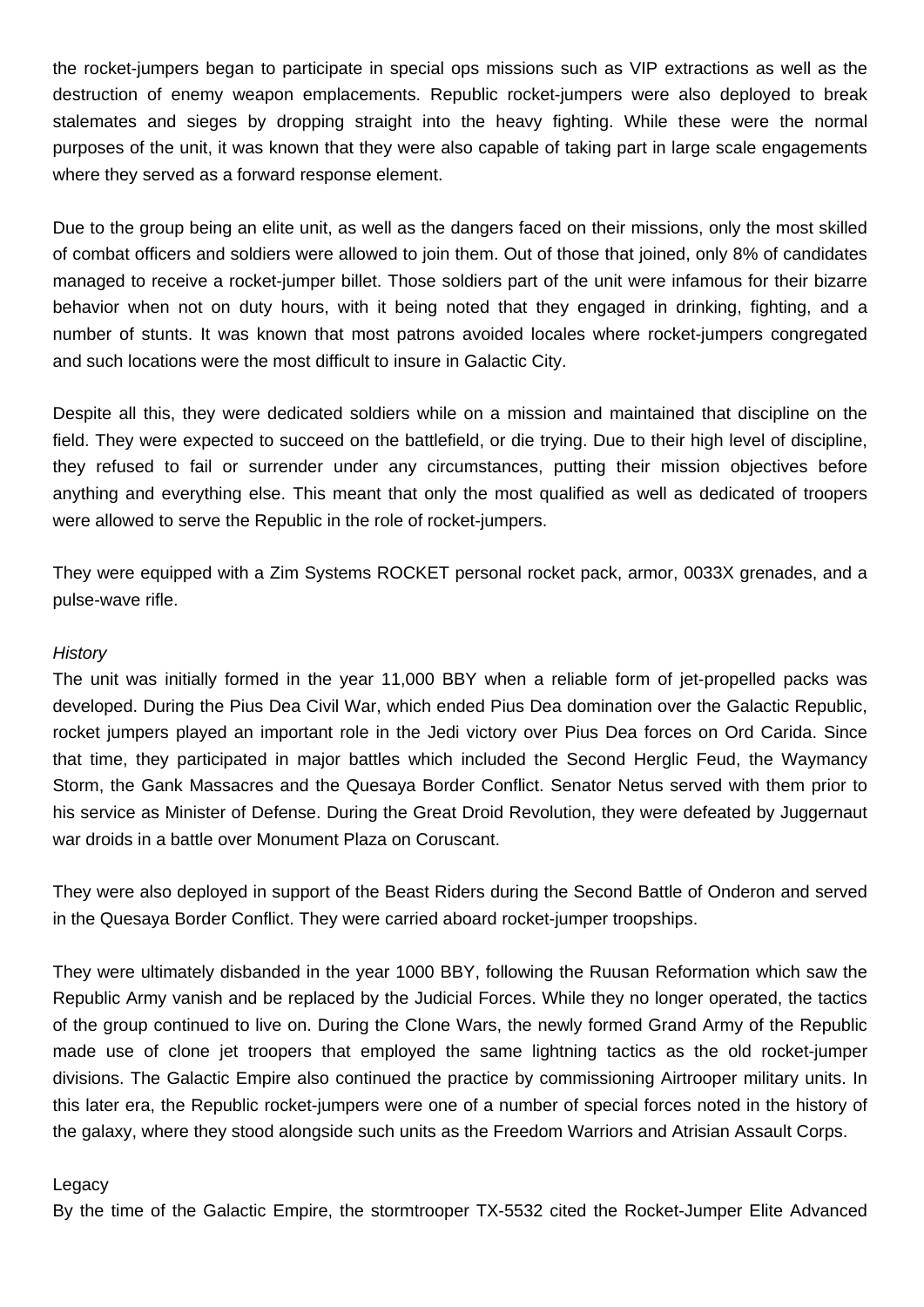the rocket-jumpers began to participate in special ops missions such as VIP extractions as well as the destruction of enemy weapon emplacements. Republic rocket-jumpers were also deployed to break stalemates and sieges by dropping straight into the heavy fighting. While these were the normal purposes of the unit, it was known that they were also capable of taking part in large scale engagements where they served as a forward response element.

Due to the group being an elite unit, as well as the dangers faced on their missions, only the most skilled of combat officers and soldiers were allowed to join them. Out of those that joined, only 8% of candidates managed to receive a rocket-jumper billet. Those soldiers part of the unit were infamous for their bizarre behavior when not on duty hours, with it being noted that they engaged in drinking, fighting, and a number of stunts. It was known that most patrons avoided locales where rocket-jumpers congregated and such locations were the most difficult to insure in Galactic City.

Despite all this, they were dedicated soldiers while on a mission and maintained that discipline on the field. They were expected to succeed on the battlefield, or die trying. Due to their high level of discipline, they refused to fail or surrender under any circumstances, putting their mission objectives before anything and everything else. This meant that only the most qualified as well as dedicated of troopers were allowed to serve the Republic in the role of rocket-jumpers.

They were equipped with a Zim Systems ROCKET personal rocket pack, armor, 0033X grenades, and a pulse-wave rifle.

*History*

The unit was initially formed in the year 11,000 BBY when a reliable form of jet-propelled packs was developed. During the Pius Dea Civil War, which ended Pius Dea domination over the Galactic Republic, rocket jumpers played an important role in the Jedi victory over Pius Dea forces on Ord Carida. Since that time, they participated in major battles which included the Second Herglic Feud, the Waymancy Storm, the Gank Massacres and the Quesaya Border Conflict. Senator Netus served with them prior to his service as Minister of Defense. During the Great Droid Revolution, they were defeated by Juggernaut war droids in a battle over Monument Plaza on Coruscant.

They were also deployed in support of the Beast Riders during the Second Battle of Onderon and served in the Quesaya Border Conflict. They were carried aboard rocket-jumper troopships.

They were ultimately disbanded in the year 1000 BBY, following the Ruusan Reformation which saw the Republic Army vanish and be replaced by the Judicial Forces. While they no longer operated, the tactics of the group continued to live on. During the Clone Wars, the newly formed Grand Army of the Republic made use of clone jet troopers that employed the same lightning tactics as the old rocket-jumper divisions. The Galactic Empire also continued the practice by commissioning Airtrooper military units. In this later era, the Republic rocket-jumpers were one of a number of special forces noted in the history of the galaxy, where they stood alongside such units as the Freedom Warriors and Atrisian Assault Corps.

Legacy

By the time of the Galactic Empire, the stormtrooper TX-5532 cited the Rocket-Jumper Elite Advanced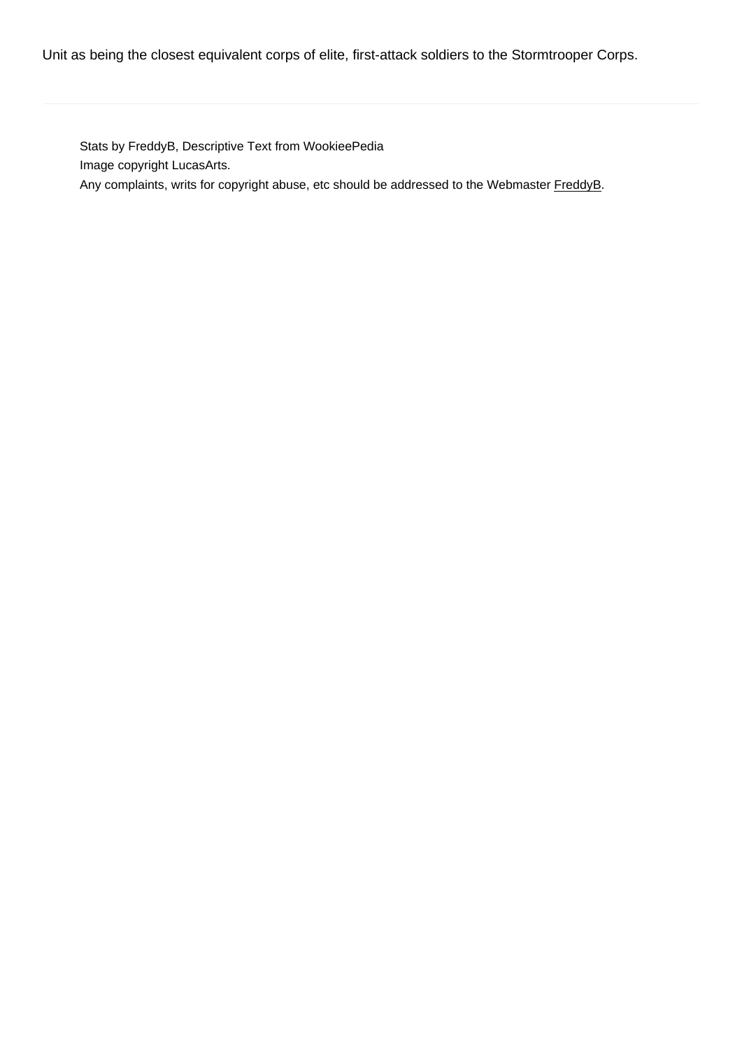Unit as being the closest equivalent corps of elite, first-attack soldiers to the Stormtrooper Corps.

---

Stats by FreddyB, Descriptive Text from WookieePedia
Image copyright LucasArts.
Any complaints, writs for copyright abuse, etc should be addressed to the Webmaster FreddyB.